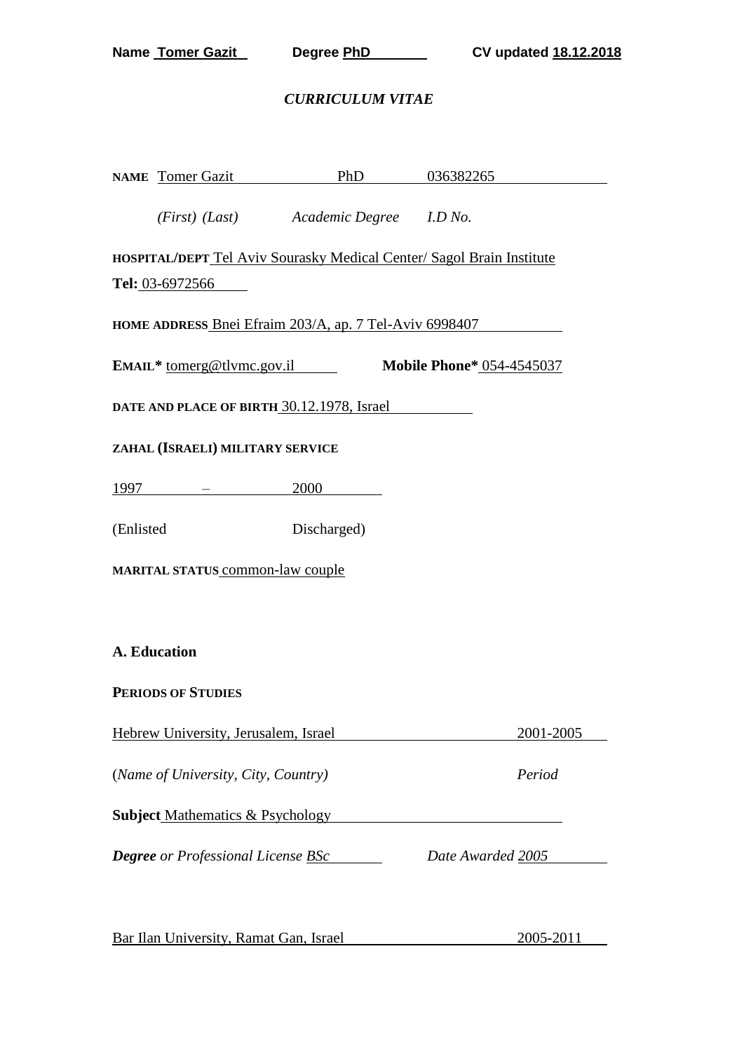**Name Tomer Gazit** **Degree PhD** **CV updated 18.12.2018**

# *CURRICULUM VITAE*

**NAME** Tomer Gazit PhD 036382265

*(First) (Last) Academic Degree I.D No.*

**HOSPITAL/DEPT** Tel Aviv Sourasky Medical Center/ Sagol Brain Institute

**Tel:** 03-6972566

**HOME ADDRESS** Bnei Efraim 203/A, ap. 7 Tel-Aviv 6998407

**EMAIL*** tomerg@tlvmc.gov.il **Mobile Phone*** 054-4545037

**DATE AND PLACE OF BIRTH** 30.12.1978, Israel

**ZAHAL (ISRAELI) MILITARY SERVICE**

1997 – 2000

(Enlisted Discharged)

**MARITAL STATUS** common-law couple

## A. Education

**PERIODS OF STUDIES**

Hebrew University, Jerusalem, Israel 2001-2005

(*Name of University, City, Country*) *Period*

**Subject** Mathematics & Psychology

***Degree** or Professional License* BSc *Date Awarded* 2005

Bar Ilan University, Ramat Gan, Israel 2005-2011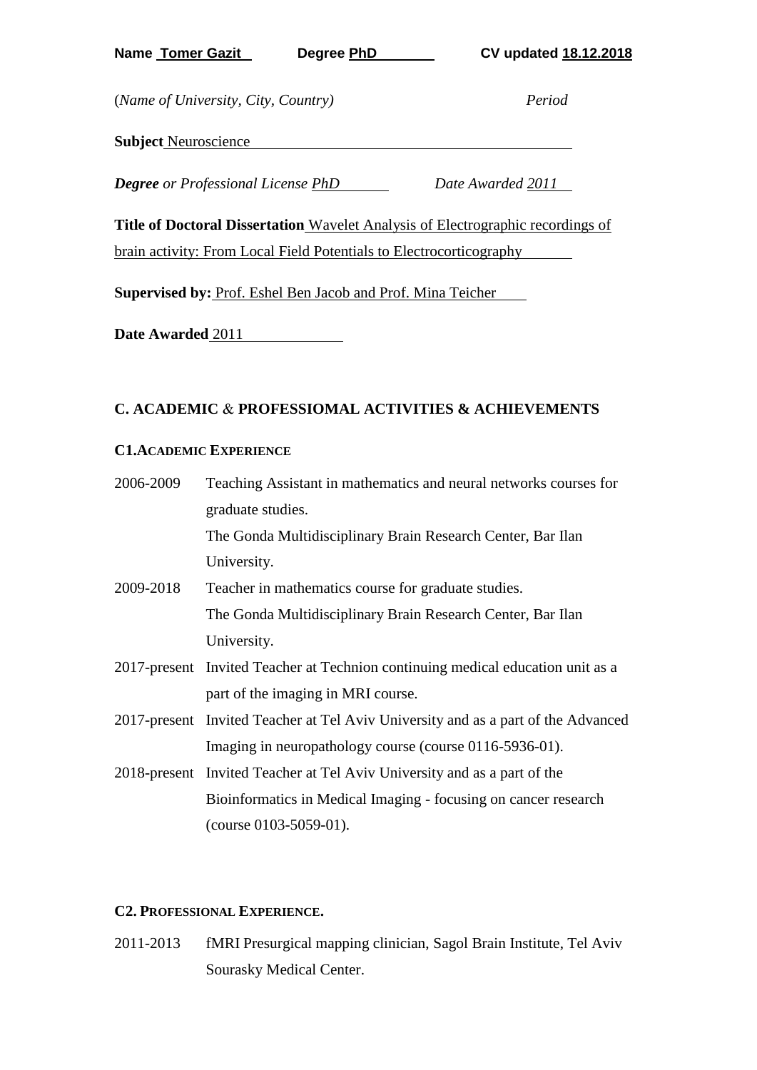**Name Tomer Gazit** **Degree PhD** **CV updated 18.12.2018**

(*Name of University, City, Country*) *Period*

**Subject** Neuroscience

***Degree*** *or Professional License* *PhD* *Date Awarded* *2011*

**Title of Doctoral Dissertation** Wavelet Analysis of Electrographic recordings of brain activity: From Local Field Potentials to Electrocorticography

**Supervised by:** Prof. Eshel Ben Jacob and Prof. Mina Teicher

**Date Awarded** 2011

## C. ACADEMIC & PROFESSIOMAL ACTIVITIES & ACHIEVEMENTS

### C1. ACADEMIC EXPERIENCE

2006-2009 Teaching Assistant in mathematics and neural networks courses for graduate studies.
The Gonda Multidisciplinary Brain Research Center, Bar Ilan University.

2009-2018 Teacher in mathematics course for graduate studies.
The Gonda Multidisciplinary Brain Research Center, Bar Ilan University.

2017-present Invited Teacher at Technion continuing medical education unit as a part of the imaging in MRI course.

2017-present Invited Teacher at Tel Aviv University and as a part of the Advanced Imaging in neuropathology course (course 0116-5936-01).

2018-present Invited Teacher at Tel Aviv University and as a part of the Bioinformatics in Medical Imaging - focusing on cancer research (course 0103-5059-01).

### C2. PROFESSIONAL EXPERIENCE.

2011-2013 fMRI Presurgical mapping clinician, Sagol Brain Institute, Tel Aviv Sourasky Medical Center.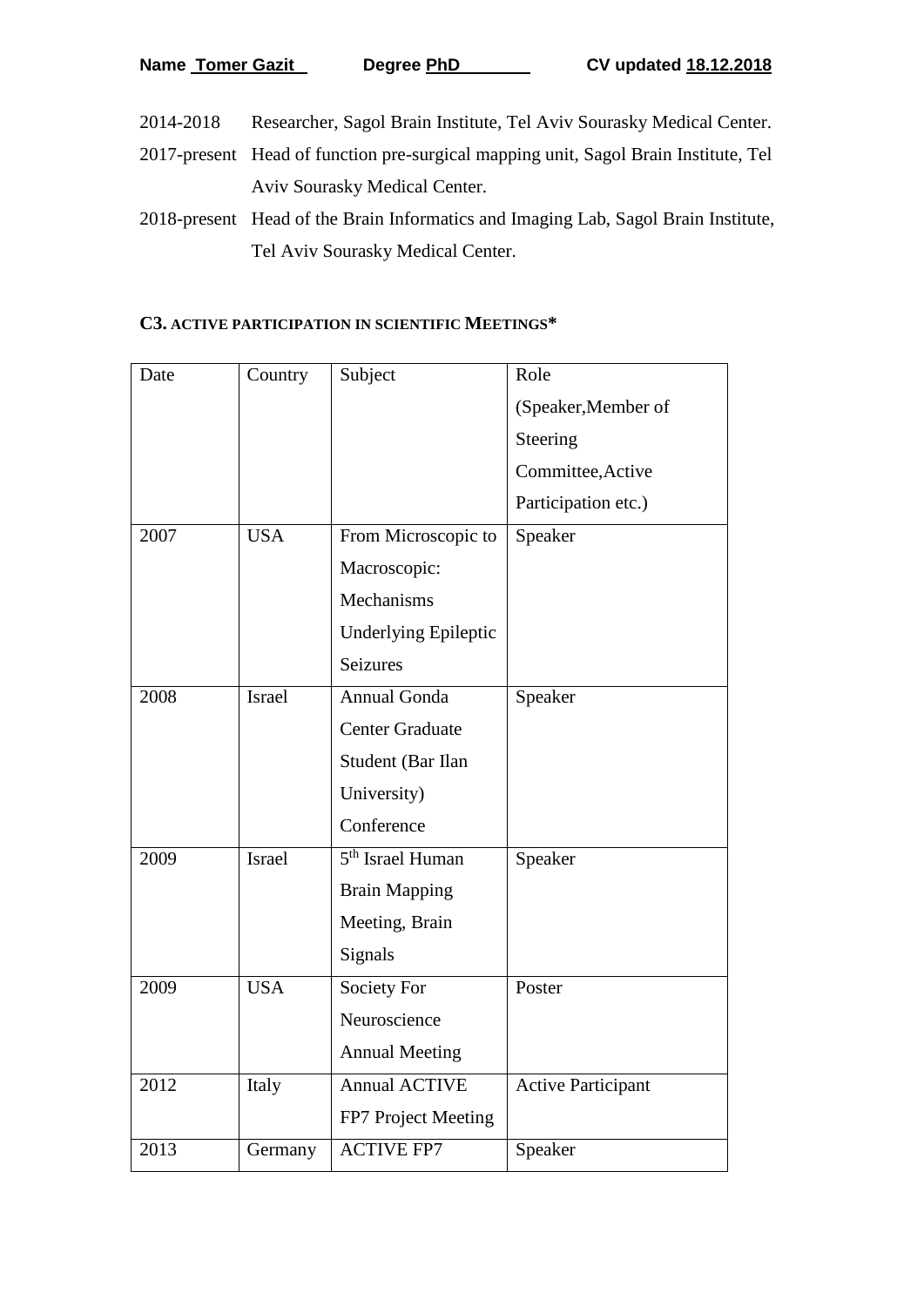**Name Tomer Gazit** **Degree PhD** **CV updated 18.12.2018**

2014-2018 Researcher, Sagol Brain Institute, Tel Aviv Sourasky Medical Center.

2017-present Head of function pre-surgical mapping unit, Sagol Brain Institute, Tel Aviv Sourasky Medical Center.

2018-present Head of the Brain Informatics and Imaging Lab, Sagol Brain Institute, Tel Aviv Sourasky Medical Center.

### C3. ACTIVE PARTICIPATION IN SCIENTIFIC MEETINGS*

| Date | Country | Subject | Role (Speaker,Member of Steering Committee,Active Participation etc.) |
|---|---|---|---|
| 2007 | USA | From Microscopic to Macroscopic: Mechanisms Underlying Epileptic Seizures | Speaker |
| 2008 | Israel | Annual Gonda Center Graduate Student (Bar Ilan University) Conference | Speaker |
| 2009 | Israel | 5th Israel Human Brain Mapping Meeting, Brain Signals | Speaker |
| 2009 | USA | Society For Neuroscience Annual Meeting | Poster |
| 2012 | Italy | Annual ACTIVE FP7 Project Meeting | Active Participant |
| 2013 | Germany | ACTIVE FP7 | Speaker |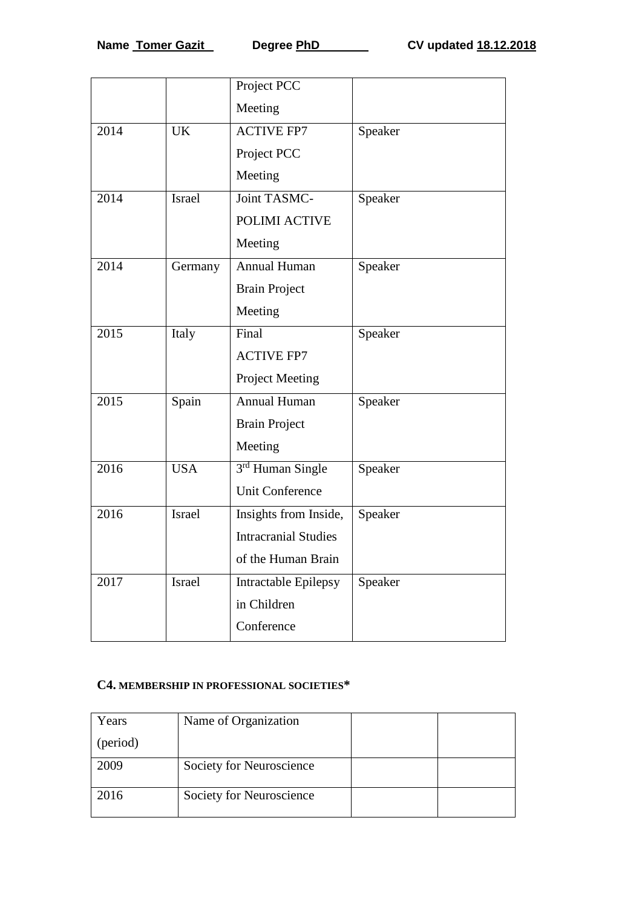| | | Project PCC Meeting | |
|---|---|---|---|
| 2014 | UK | ACTIVE FP7 Project PCC Meeting | Speaker |
| 2014 | Israel | Joint TASMC-POLIMI ACTIVE Meeting | Speaker |
| 2014 | Germany | Annual Human Brain Project Meeting | Speaker |
| 2015 | Italy | Final ACTIVE FP7 Project Meeting | Speaker |
| 2015 | Spain | Annual Human Brain Project Meeting | Speaker |
| 2016 | USA | 3rd Human Single Unit Conference | Speaker |
| 2016 | Israel | Insights from Inside, Intracranial Studies of the Human Brain | Speaker |
| 2017 | Israel | Intractable Epilepsy in Children Conference | Speaker |

**C4. MEMBERSHIP IN PROFESSIONAL SOCIETIES***

| Years (period) | Name of Organization | | |
|---|---|---|---|
| 2009 | Society for Neuroscience | | |
| 2016 | Society for Neuroscience | | |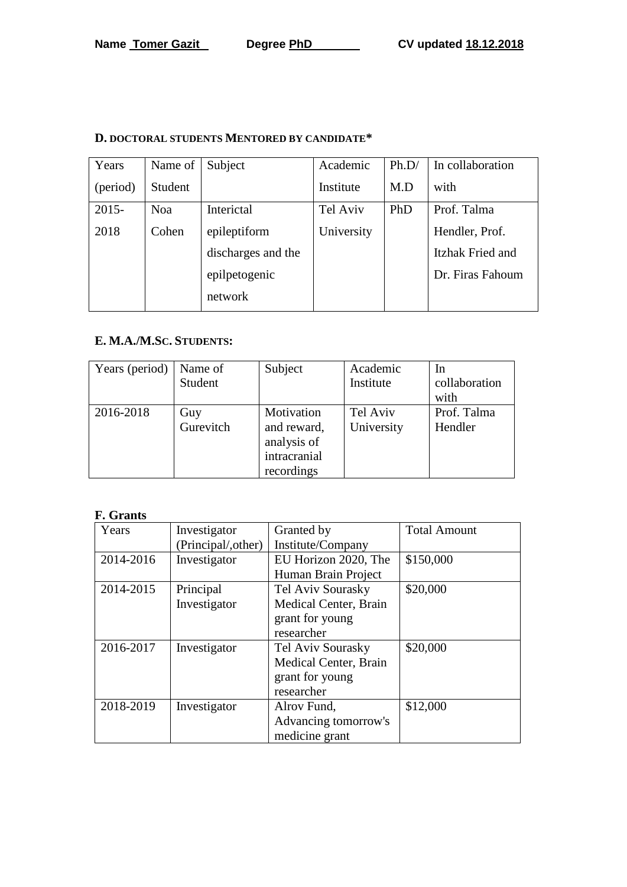**D. DOCTORAL STUDENTS MENTORED BY CANDIDATE***

| Years (period) | Name of Student | Subject | Academic Institute | Ph.D/ M.D | In collaboration with |
|---|---|---|---|---|---|
| 2015-2018 | Noa Cohen | Interictal epileptiform discharges and the epilpetogenic network | Tel Aviv University | PhD | Prof. Talma Hendler, Prof. Itzhak Fried and Dr. Firas Fahoum |

**E. M.A./M.SC. STUDENTS:**

| Years (period) | Name of Student | Subject | Academic Institute | In collaboration with |
|---|---|---|---|---|
| 2016-2018 | Guy Gurevitch | Motivation and reward, analysis of intracranial recordings | Tel Aviv University | Prof. Talma Hendler |

**F. Grants**

| Years | Investigator (Principal/,other) | Granted by Institute/Company | Total Amount |
|---|---|---|---|
| 2014-2016 | Investigator | EU Horizon 2020, The Human Brain Project | $150,000 |
| 2014-2015 | Principal Investigator | Tel Aviv Sourasky Medical Center, Brain grant for young researcher | $20,000 |
| 2016-2017 | Investigator | Tel Aviv Sourasky Medical Center, Brain grant for young researcher | $20,000 |
| 2018-2019 | Investigator | Alrov Fund, Advancing tomorrow's medicine grant | $12,000 |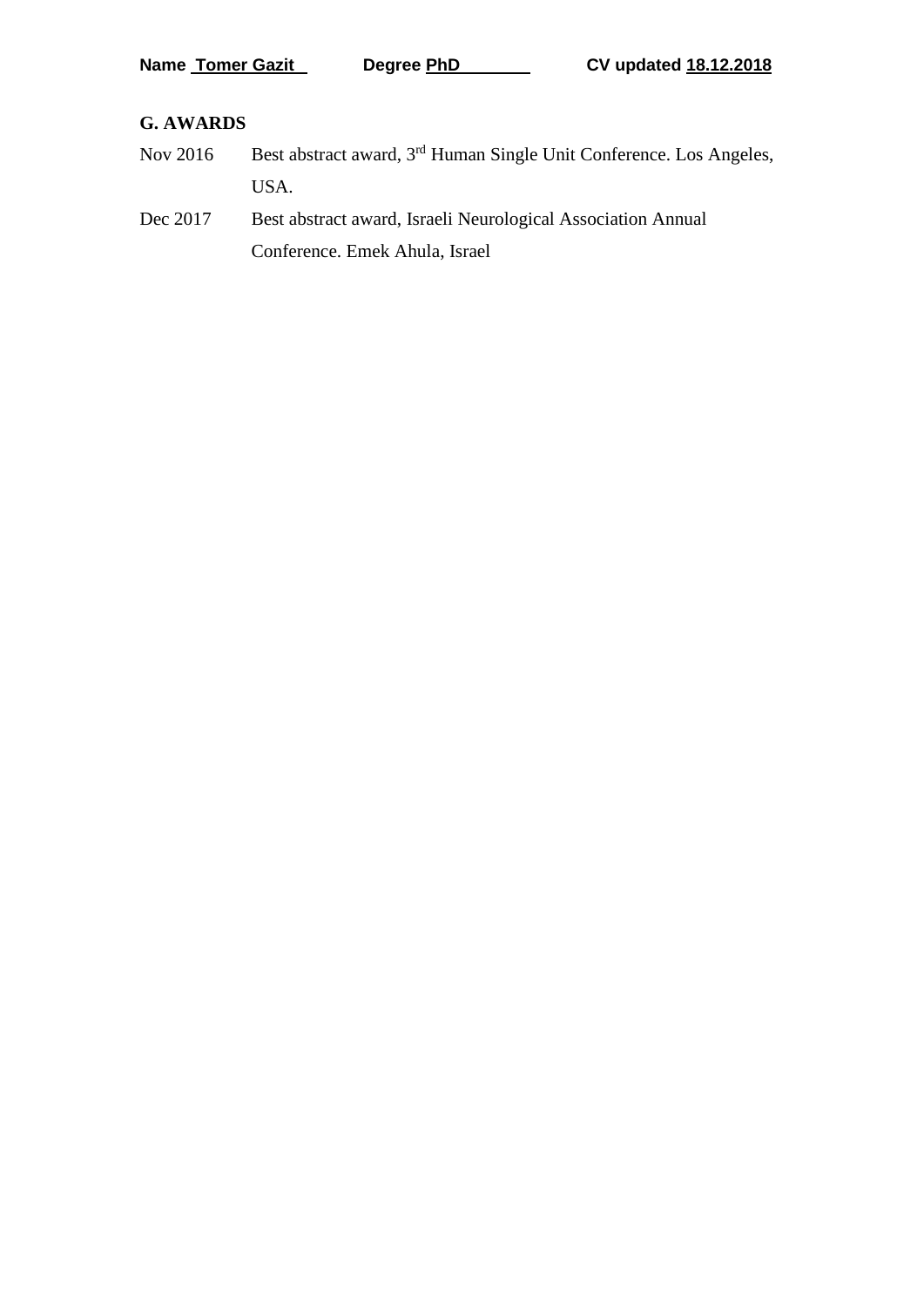## G. AWARDS

| | |
|---|---|
| Nov 2016 | Best abstract award, 3rd Human Single Unit Conference. Los Angeles, USA. |
| Dec 2017 | Best abstract award, Israeli Neurological Association Annual Conference. Emek Ahula, Israel |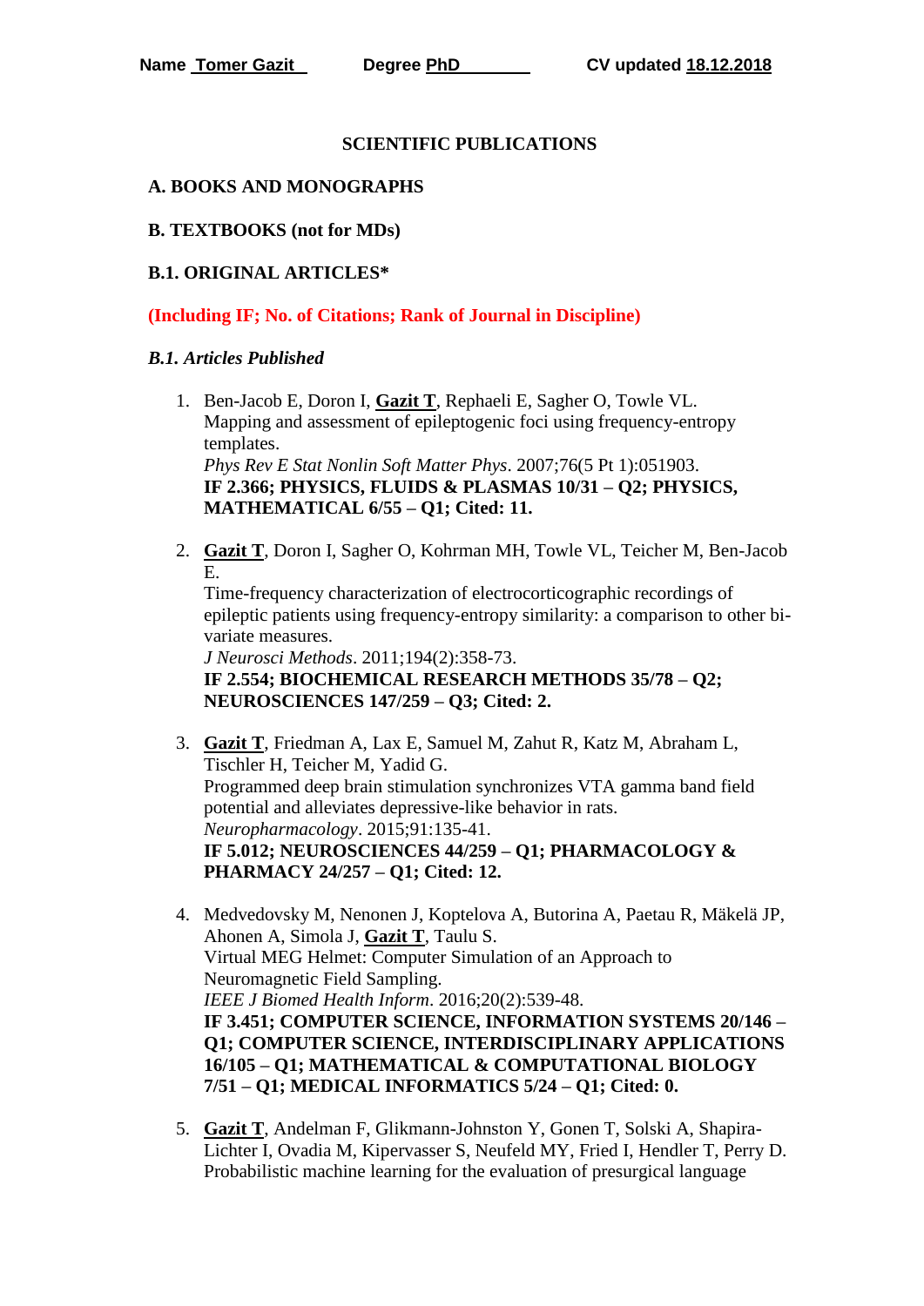Name **Tomer Gazit** Degree **PhD** CV updated **18.12.2018**

## SCIENTIFIC PUBLICATIONS

### A. BOOKS AND MONOGRAPHS

### B. TEXTBOOKS (not for MDs)

### B.1. ORIGINAL ARTICLES*

**(Including IF; No. of Citations; Rank of Journal in Discipline)**

### *B.1. Articles Published*

1. Ben-Jacob E, Doron I, **Gazit T**, Rephaeli E, Sagher O, Towle VL.
   Mapping and assessment of epileptogenic foci using frequency-entropy templates.
   *Phys Rev E Stat Nonlin Soft Matter Phys*. 2007;76(5 Pt 1):051903.
   **IF 2.366; PHYSICS, FLUIDS & PLASMAS 10/31 – Q2; PHYSICS, MATHEMATICAL 6/55 – Q1; Cited: 11.**

2. **Gazit T**, Doron I, Sagher O, Kohrman MH, Towle VL, Teicher M, Ben-Jacob E.
   Time-frequency characterization of electrocorticographic recordings of epileptic patients using frequency-entropy similarity: a comparison to other bi-variate measures.
   *J Neurosci Methods*. 2011;194(2):358-73.
   **IF 2.554; BIOCHEMICAL RESEARCH METHODS 35/78 – Q2; NEUROSCIENCES 147/259 – Q3; Cited: 2.**

3. **Gazit T**, Friedman A, Lax E, Samuel M, Zahut R, Katz M, Abraham L, Tischler H, Teicher M, Yadid G.
   Programmed deep brain stimulation synchronizes VTA gamma band field potential and alleviates depressive-like behavior in rats.
   *Neuropharmacology*. 2015;91:135-41.
   **IF 5.012; NEUROSCIENCES 44/259 – Q1; PHARMACOLOGY & PHARMACY 24/257 – Q1; Cited: 12.**

4. Medvedovsky M, Nenonen J, Koptelova A, Butorina A, Paetau R, Mäkelä JP, Ahonen A, Simola J, **Gazit T**, Taulu S.
   Virtual MEG Helmet: Computer Simulation of an Approach to Neuromagnetic Field Sampling.
   *IEEE J Biomed Health Inform*. 2016;20(2):539-48.
   **IF 3.451; COMPUTER SCIENCE, INFORMATION SYSTEMS 20/146 – Q1; COMPUTER SCIENCE, INTERDISCIPLINARY APPLICATIONS 16/105 – Q1; MATHEMATICAL & COMPUTATIONAL BIOLOGY 7/51 – Q1; MEDICAL INFORMATICS 5/24 – Q1; Cited: 0.**

5. **Gazit T**, Andelman F, Glikmann-Johnston Y, Gonen T, Solski A, Shapira-Lichter I, Ovadia M, Kipervasser S, Neufeld MY, Fried I, Hendler T, Perry D.
   Probabilistic machine learning for the evaluation of presurgical language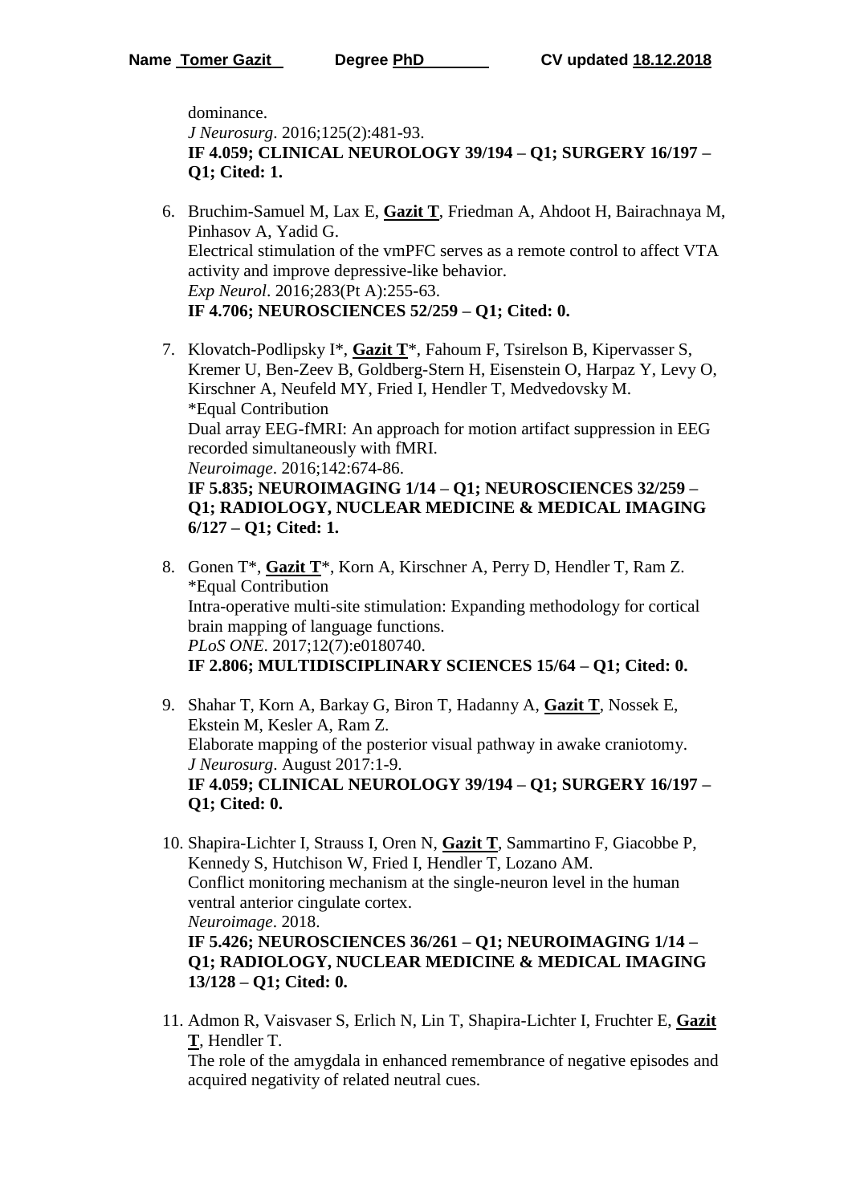dominance.
*J Neurosurg*. 2016;125(2):481-93.
**IF 4.059; CLINICAL NEUROLOGY 39/194 – Q1; SURGERY 16/197 – Q1; Cited: 1.**

6. Bruchim-Samuel M, Lax E, **Gazit T**, Friedman A, Ahdoot H, Bairachnaya M, Pinhasov A, Yadid G.
   Electrical stimulation of the vmPFC serves as a remote control to affect VTA activity and improve depressive-like behavior.
   *Exp Neurol*. 2016;283(Pt A):255-63.
   **IF 4.706; NEUROSCIENCES 52/259 – Q1; Cited: 0.**

7. Klovatch-Podlipsky I*, **Gazit T***, Fahoum F, Tsirelson B, Kipervasser S, Kremer U, Ben-Zeev B, Goldberg-Stern H, Eisenstein O, Harpaz Y, Levy O, Kirschner A, Neufeld MY, Fried I, Hendler T, Medvedovsky M.
   *Equal Contribution
   Dual array EEG-fMRI: An approach for motion artifact suppression in EEG recorded simultaneously with fMRI.
   *Neuroimage*. 2016;142:674-86.
   **IF 5.835; NEUROIMAGING 1/14 – Q1; NEUROSCIENCES 32/259 – Q1; RADIOLOGY, NUCLEAR MEDICINE & MEDICAL IMAGING 6/127 – Q1; Cited: 1.**

8. Gonen T*, **Gazit T***, Korn A, Kirschner A, Perry D, Hendler T, Ram Z.
   *Equal Contribution
   Intra-operative multi-site stimulation: Expanding methodology for cortical brain mapping of language functions.
   *PLoS ONE*. 2017;12(7):e0180740.
   **IF 2.806; MULTIDISCIPLINARY SCIENCES 15/64 – Q1; Cited: 0.**

9. Shahar T, Korn A, Barkay G, Biron T, Hadanny A, **Gazit T**, Nossek E, Ekstein M, Kesler A, Ram Z.
   Elaborate mapping of the posterior visual pathway in awake craniotomy.
   *J Neurosurg*. August 2017:1-9.
   **IF 4.059; CLINICAL NEUROLOGY 39/194 – Q1; SURGERY 16/197 – Q1; Cited: 0.**

10. Shapira-Lichter I, Strauss I, Oren N, **Gazit T**, Sammartino F, Giacobbe P, Kennedy S, Hutchison W, Fried I, Hendler T, Lozano AM.
    Conflict monitoring mechanism at the single-neuron level in the human ventral anterior cingulate cortex.
    *Neuroimage*. 2018.
    **IF 5.426; NEUROSCIENCES 36/261 – Q1; NEUROIMAGING 1/14 – Q1; RADIOLOGY, NUCLEAR MEDICINE & MEDICAL IMAGING 13/128 – Q1; Cited: 0.**

11. Admon R, Vaisvaser S, Erlich N, Lin T, Shapira-Lichter I, Fruchter E, **Gazit T**, Hendler T.
    The role of the amygdala in enhanced remembrance of negative episodes and acquired negativity of related neutral cues.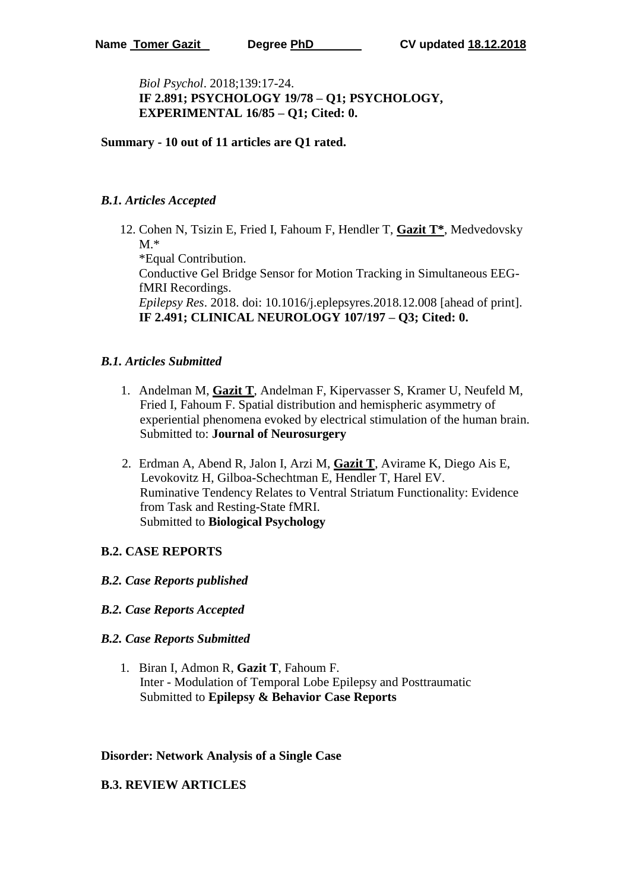*Biol Psychol*. 2018;139:17-24.
**IF 2.891; PSYCHOLOGY 19/78 – Q1; PSYCHOLOGY, EXPERIMENTAL 16/85 – Q1; Cited: 0.**

**Summary - 10 out of 11 articles are Q1 rated.**

### *B.1. Articles Accepted*

12. Cohen N, Tsizin E, Fried I, Fahoum F, Hendler T, **Gazit T***, Medvedovsky M.*
    *Equal Contribution.
    Conductive Gel Bridge Sensor for Motion Tracking in Simultaneous EEG-fMRI Recordings.
    *Epilepsy Res*. 2018. doi: 10.1016/j.eplepsyres.2018.12.008 [ahead of print].
    **IF 2.491; CLINICAL NEUROLOGY 107/197 – Q3; Cited: 0.**

### *B.1. Articles Submitted*

1. Andelman M, **Gazit T**, Andelman F, Kipervasser S, Kramer U, Neufeld M, Fried I, Fahoum F. Spatial distribution and hemispheric asymmetry of experiential phenomena evoked by electrical stimulation of the human brain. Submitted to: **Journal of Neurosurgery**

2. Erdman A, Abend R, Jalon I, Arzi M, **Gazit T**, Avirame K, Diego Ais E, Levokovitz H, Gilboa-Schechtman E, Hendler T, Harel EV. Ruminative Tendency Relates to Ventral Striatum Functionality: Evidence from Task and Resting-State fMRI. Submitted to **Biological Psychology**

## B.2. CASE REPORTS

### *B.2. Case Reports published*

### *B.2. Case Reports Accepted*

### *B.2. Case Reports Submitted*

1. Biran I, Admon R, **Gazit T**, Fahoum F.
   Inter - Modulation of Temporal Lobe Epilepsy and Posttraumatic
   Submitted to **Epilepsy & Behavior Case Reports**

**Disorder: Network Analysis of a Single Case**

## B.3. REVIEW ARTICLES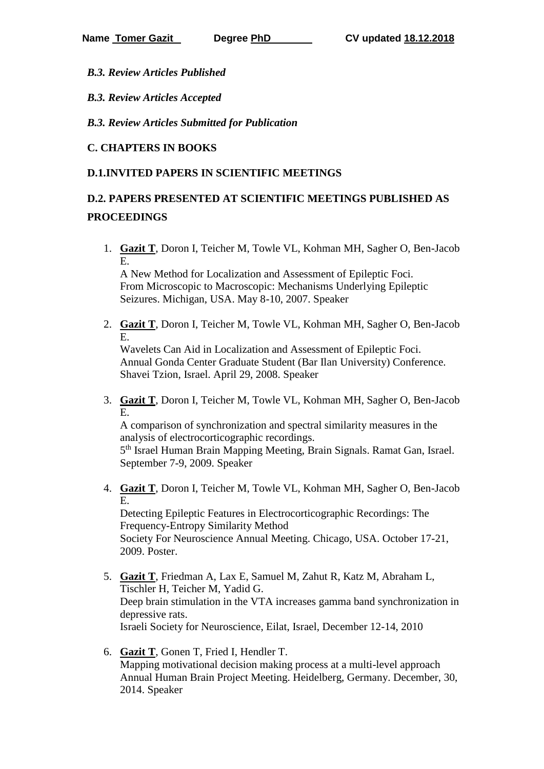***B.3. Review Articles Published***

***B.3. Review Articles Accepted***

***B.3. Review Articles Submitted for Publication***

**C. CHAPTERS IN BOOKS**

**D.1.INVITED PAPERS IN SCIENTIFIC MEETINGS**

**D.2. PAPERS PRESENTED AT SCIENTIFIC MEETINGS PUBLISHED AS PROCEEDINGS**

1. **Gazit T**, Doron I, Teicher M, Towle VL, Kohman MH, Sagher O, Ben-Jacob E.
   A New Method for Localization and Assessment of Epileptic Foci.
   From Microscopic to Macroscopic: Mechanisms Underlying Epileptic Seizures. Michigan, USA. May 8-10, 2007. Speaker

2. **Gazit T**, Doron I, Teicher M, Towle VL, Kohman MH, Sagher O, Ben-Jacob E.
   Wavelets Can Aid in Localization and Assessment of Epileptic Foci.
   Annual Gonda Center Graduate Student (Bar Ilan University) Conference. Shavei Tzion, Israel. April 29, 2008. Speaker

3. **Gazit T**, Doron I, Teicher M, Towle VL, Kohman MH, Sagher O, Ben-Jacob E.
   A comparison of synchronization and spectral similarity measures in the analysis of electrocorticographic recordings.
   5th Israel Human Brain Mapping Meeting, Brain Signals. Ramat Gan, Israel. September 7-9, 2009. Speaker

4. **Gazit T**, Doron I, Teicher M, Towle VL, Kohman MH, Sagher O, Ben-Jacob E.
   Detecting Epileptic Features in Electrocorticographic Recordings: The Frequency-Entropy Similarity Method
   Society For Neuroscience Annual Meeting. Chicago, USA. October 17-21, 2009. Poster.

5. **Gazit T**, Friedman A, Lax E, Samuel M, Zahut R, Katz M, Abraham L, Tischler H, Teicher M, Yadid G.
   Deep brain stimulation in the VTA increases gamma band synchronization in depressive rats.
   Israeli Society for Neuroscience, Eilat, Israel, December 12-14, 2010

6. **Gazit T**, Gonen T, Fried I, Hendler T.
   Mapping motivational decision making process at a multi-level approach
   Annual Human Brain Project Meeting. Heidelberg, Germany. December, 30, 2014. Speaker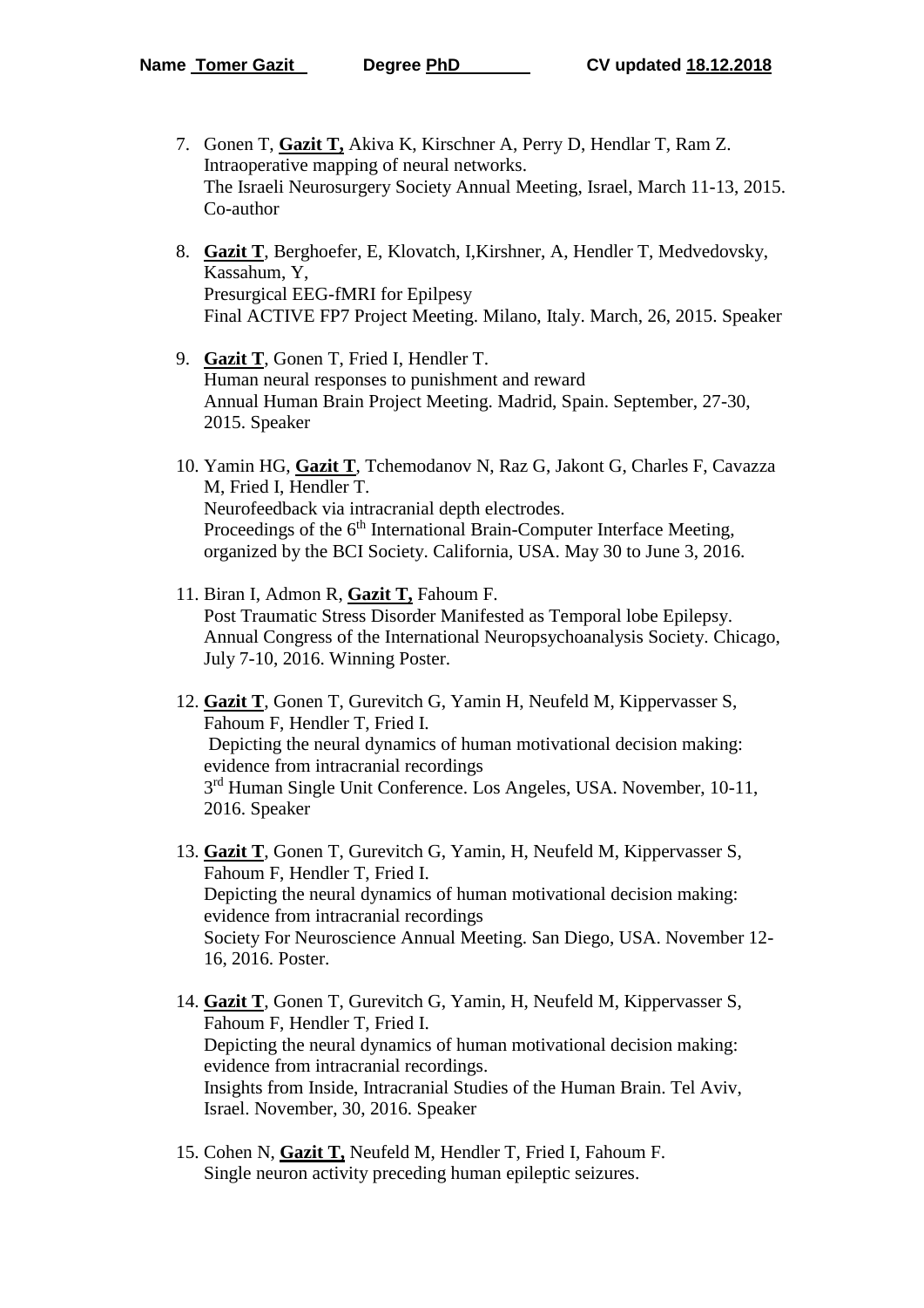7. Gonen T, **Gazit T,** Akiva K, Kirschner A, Perry D, Hendlar T, Ram Z.
   Intraoperative mapping of neural networks.
   The Israeli Neurosurgery Society Annual Meeting, Israel, March 11-13, 2015. Co-author

8. **Gazit T**, Berghoefer, E, Klovatch, I,Kirshner, A, Hendler T, Medvedovsky, Kassahum, Y,
   Presurgical EEG-fMRI for Epilpesy
   Final ACTIVE FP7 Project Meeting. Milano, Italy. March, 26, 2015. Speaker

9. **Gazit T**, Gonen T, Fried I, Hendler T.
   Human neural responses to punishment and reward
   Annual Human Brain Project Meeting. Madrid, Spain. September, 27-30, 2015. Speaker

10. Yamin HG, **Gazit T**, Tchemodanov N, Raz G, Jakont G, Charles F, Cavazza M, Fried I, Hendler T.
    Neurofeedback via intracranial depth electrodes.
    Proceedings of the 6th International Brain-Computer Interface Meeting, organized by the BCI Society. California, USA. May 30 to June 3, 2016.

11. Biran I, Admon R, **Gazit T,** Fahoum F.
    Post Traumatic Stress Disorder Manifested as Temporal lobe Epilepsy.
    Annual Congress of the International Neuropsychoanalysis Society. Chicago, July 7-10, 2016. Winning Poster.

12. **Gazit T**, Gonen T, Gurevitch G, Yamin H, Neufeld M, Kippervasser S, Fahoum F, Hendler T, Fried I.
    Depicting the neural dynamics of human motivational decision making: evidence from intracranial recordings
    3rd Human Single Unit Conference. Los Angeles, USA. November, 10-11, 2016. Speaker

13. **Gazit T**, Gonen T, Gurevitch G, Yamin, H, Neufeld M, Kippervasser S, Fahoum F, Hendler T, Fried I.
    Depicting the neural dynamics of human motivational decision making: evidence from intracranial recordings
    Society For Neuroscience Annual Meeting. San Diego, USA. November 12-16, 2016. Poster.

14. **Gazit T**, Gonen T, Gurevitch G, Yamin, H, Neufeld M, Kippervasser S, Fahoum F, Hendler T, Fried I.
    Depicting the neural dynamics of human motivational decision making: evidence from intracranial recordings.
    Insights from Inside, Intracranial Studies of the Human Brain. Tel Aviv, Israel. November, 30, 2016. Speaker

15. Cohen N, **Gazit T,** Neufeld M, Hendler T, Fried I, Fahoum F.
    Single neuron activity preceding human epileptic seizures.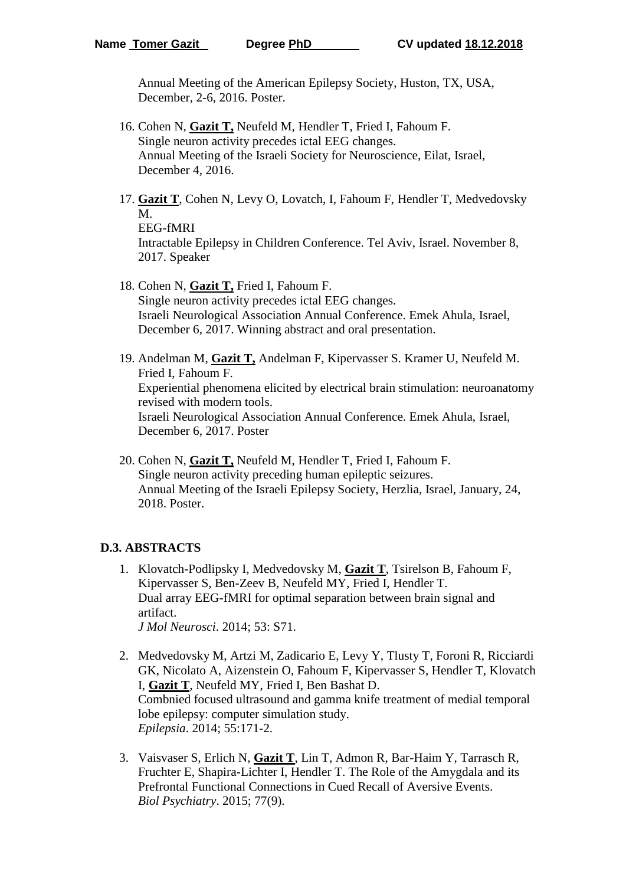Annual Meeting of the American Epilepsy Society, Huston, TX, USA, December, 2-6, 2016. Poster.

16. Cohen N, **Gazit T,** Neufeld M, Hendler T, Fried I, Fahoum F.
    Single neuron activity precedes ictal EEG changes.
    Annual Meeting of the Israeli Society for Neuroscience, Eilat, Israel, December 4, 2016.

17. **Gazit T**, Cohen N, Levy O, Lovatch, I, Fahoum F, Hendler T, Medvedovsky M.
    EEG-fMRI
    Intractable Epilepsy in Children Conference. Tel Aviv, Israel. November 8, 2017. Speaker

18. Cohen N, **Gazit T,** Fried I, Fahoum F.
    Single neuron activity precedes ictal EEG changes.
    Israeli Neurological Association Annual Conference. Emek Ahula, Israel, December 6, 2017. Winning abstract and oral presentation.

19. Andelman M, **Gazit T,** Andelman F, Kipervasser S. Kramer U, Neufeld M. Fried I, Fahoum F.
    Experiential phenomena elicited by electrical brain stimulation: neuroanatomy revised with modern tools.
    Israeli Neurological Association Annual Conference. Emek Ahula, Israel, December 6, 2017. Poster

20. Cohen N, **Gazit T,** Neufeld M, Hendler T, Fried I, Fahoum F.
    Single neuron activity preceding human epileptic seizures.
    Annual Meeting of the Israeli Epilepsy Society, Herzlia, Israel, January, 24, 2018. Poster.

### D.3. ABSTRACTS

1. Klovatch-Podlipsky I, Medvedovsky M, **Gazit T**, Tsirelson B, Fahoum F, Kipervasser S, Ben-Zeev B, Neufeld MY, Fried I, Hendler T.
   Dual array EEG-fMRI for optimal separation between brain signal and artifact.
   *J Mol Neurosci*. 2014; 53: S71.

2. Medvedovsky M, Artzi M, Zadicario E, Levy Y, Tlusty T, Foroni R, Ricciardi GK, Nicolato A, Aizenstein O, Fahoum F, Kipervasser S, Hendler T, Klovatch I, **Gazit T**, Neufeld MY, Fried I, Ben Bashat D.
   Combnied focused ultrasound and gamma knife treatment of medial temporal lobe epilepsy: computer simulation study.
   *Epilepsia*. 2014; 55:171-2.

3. Vaisvaser S, Erlich N, **Gazit T**, Lin T, Admon R, Bar-Haim Y, Tarrasch R, Fruchter E, Shapira-Lichter I, Hendler T. The Role of the Amygdala and its Prefrontal Functional Connections in Cued Recall of Aversive Events.
   *Biol Psychiatry*. 2015; 77(9).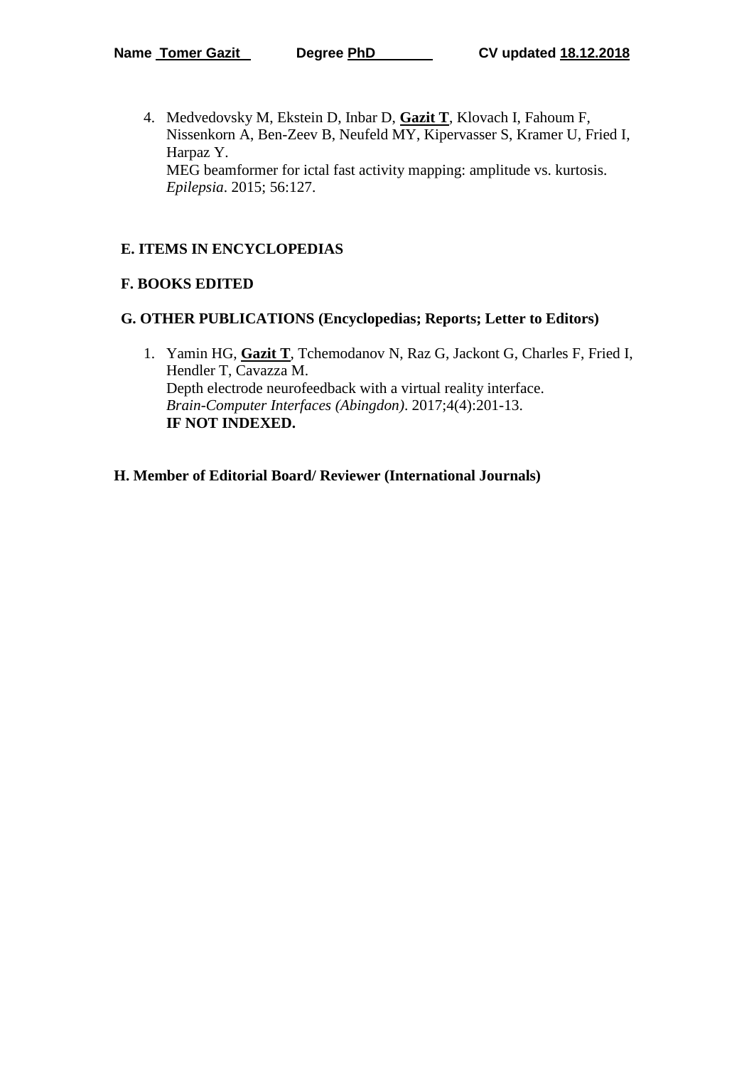4. Medvedovsky M, Ekstein D, Inbar D, **Gazit T**, Klovach I, Fahoum F, Nissenkorn A, Ben-Zeev B, Neufeld MY, Kipervasser S, Kramer U, Fried I, Harpaz Y.
   MEG beamformer for ictal fast activity mapping: amplitude vs. kurtosis.
   *Epilepsia*. 2015; 56:127.

**E. ITEMS IN ENCYCLOPEDIAS**

**F. BOOKS EDITED**

**G. OTHER PUBLICATIONS (Encyclopedias; Reports; Letter to Editors)**

1. Yamin HG, **Gazit T**, Tchemodanov N, Raz G, Jackont G, Charles F, Fried I, Hendler T, Cavazza M.
   Depth electrode neurofeedback with a virtual reality interface.
   *Brain-Computer Interfaces (Abingdon)*. 2017;4(4):201-13.
   **IF NOT INDEXED.**

**H. Member of Editorial Board/ Reviewer (International Journals)**